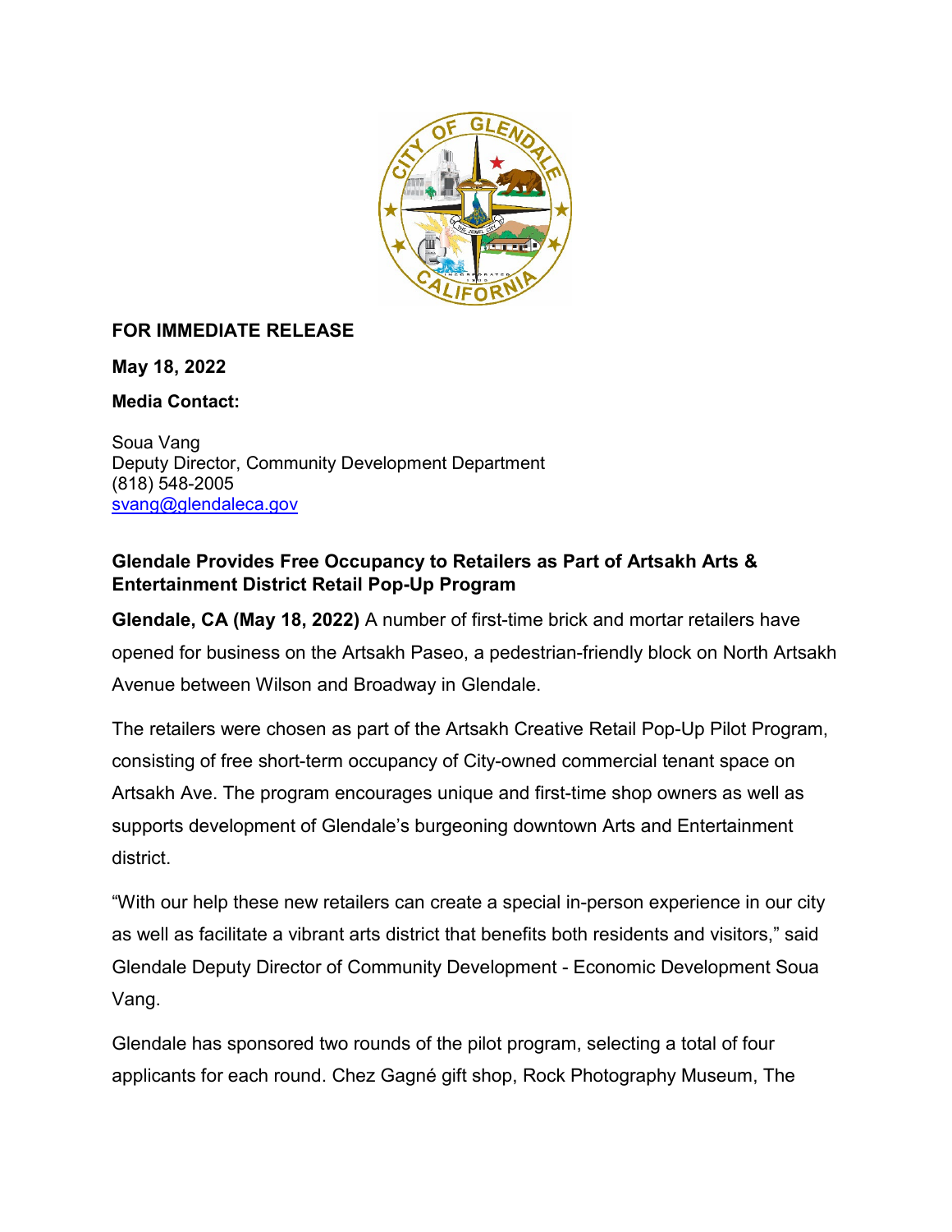**FOR IMMEDIATE RELEASE**

**May 18, 2022**

**Media Contact:**

Soua Vang
Deputy Director, Community Development Department
(818) 548-2005
svang@glendaleca.gov

## Glendale Provides Free Occupancy to Retailers as Part of Artsakh Arts & Entertainment District Retail Pop-Up Program

**Glendale, CA (May 18, 2022)** A number of first-time brick and mortar retailers have opened for business on the Artsakh Paseo, a pedestrian-friendly block on North Artsakh Avenue between Wilson and Broadway in Glendale.

The retailers were chosen as part of the Artsakh Creative Retail Pop-Up Pilot Program, consisting of free short-term occupancy of City-owned commercial tenant space on Artsakh Ave. The program encourages unique and first-time shop owners as well as supports development of Glendale's burgeoning downtown Arts and Entertainment district.

"With our help these new retailers can create a special in-person experience in our city as well as facilitate a vibrant arts district that benefits both residents and visitors," said Glendale Deputy Director of Community Development - Economic Development Soua Vang.

Glendale has sponsored two rounds of the pilot program, selecting a total of four applicants for each round. Chez Gagné gift shop, Rock Photography Museum, The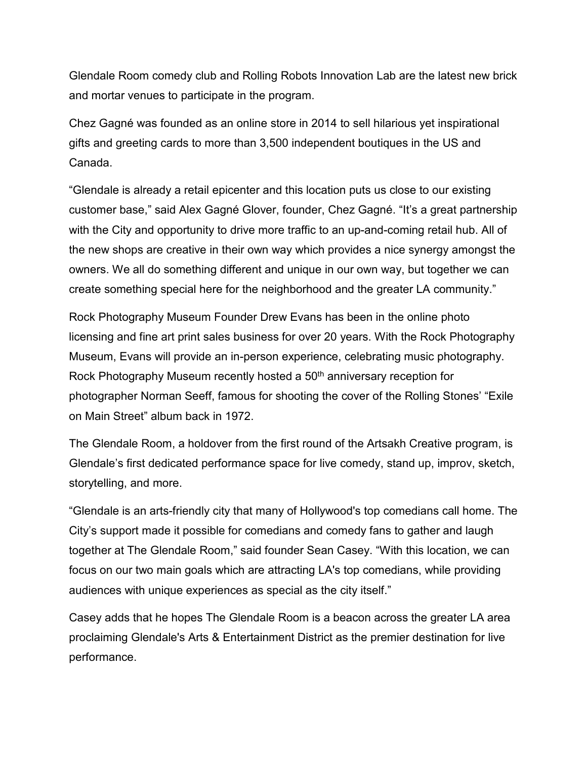Glendale Room comedy club and Rolling Robots Innovation Lab are the latest new brick and mortar venues to participate in the program.

Chez Gagné was founded as an online store in 2014 to sell hilarious yet inspirational gifts and greeting cards to more than 3,500 independent boutiques in the US and Canada.

“Glendale is already a retail epicenter and this location puts us close to our existing customer base,” said Alex Gagné Glover, founder, Chez Gagné. “It’s a great partnership with the City and opportunity to drive more traffic to an up-and-coming retail hub. All of the new shops are creative in their own way which provides a nice synergy amongst the owners. We all do something different and unique in our own way, but together we can create something special here for the neighborhood and the greater LA community.”

Rock Photography Museum Founder Drew Evans has been in the online photo licensing and fine art print sales business for over 20 years. With the Rock Photography Museum, Evans will provide an in-person experience, celebrating music photography. Rock Photography Museum recently hosted a 50th anniversary reception for photographer Norman Seeff, famous for shooting the cover of the Rolling Stones’ “Exile on Main Street” album back in 1972.

The Glendale Room, a holdover from the first round of the Artsakh Creative program, is Glendale’s first dedicated performance space for live comedy, stand up, improv, sketch, storytelling, and more.

“Glendale is an arts-friendly city that many of Hollywood's top comedians call home. The City’s support made it possible for comedians and comedy fans to gather and laugh together at The Glendale Room,” said founder Sean Casey. “With this location, we can focus on our two main goals which are attracting LA's top comedians, while providing audiences with unique experiences as special as the city itself.”

Casey adds that he hopes The Glendale Room is a beacon across the greater LA area proclaiming Glendale's Arts & Entertainment District as the premier destination for live performance.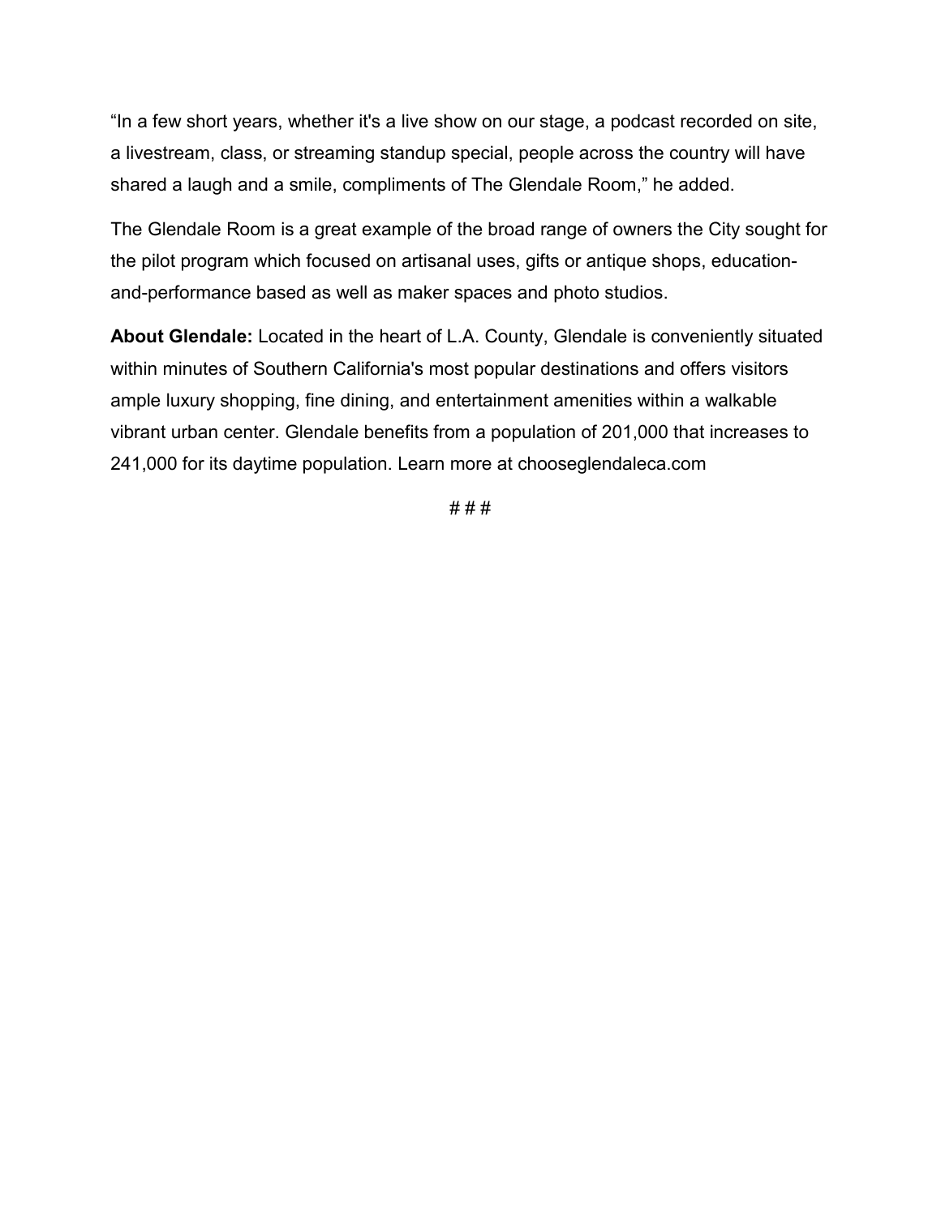"In a few short years, whether it's a live show on our stage, a podcast recorded on site, a livestream, class, or streaming standup special, people across the country will have shared a laugh and a smile, compliments of The Glendale Room," he added.

The Glendale Room is a great example of the broad range of owners the City sought for the pilot program which focused on artisanal uses, gifts or antique shops, education-and-performance based as well as maker spaces and photo studios.

**About Glendale:** Located in the heart of L.A. County, Glendale is conveniently situated within minutes of Southern California's most popular destinations and offers visitors ample luxury shopping, fine dining, and entertainment amenities within a walkable vibrant urban center. Glendale benefits from a population of 201,000 that increases to 241,000 for its daytime population. Learn more at chooseglendaleca.com

# # #